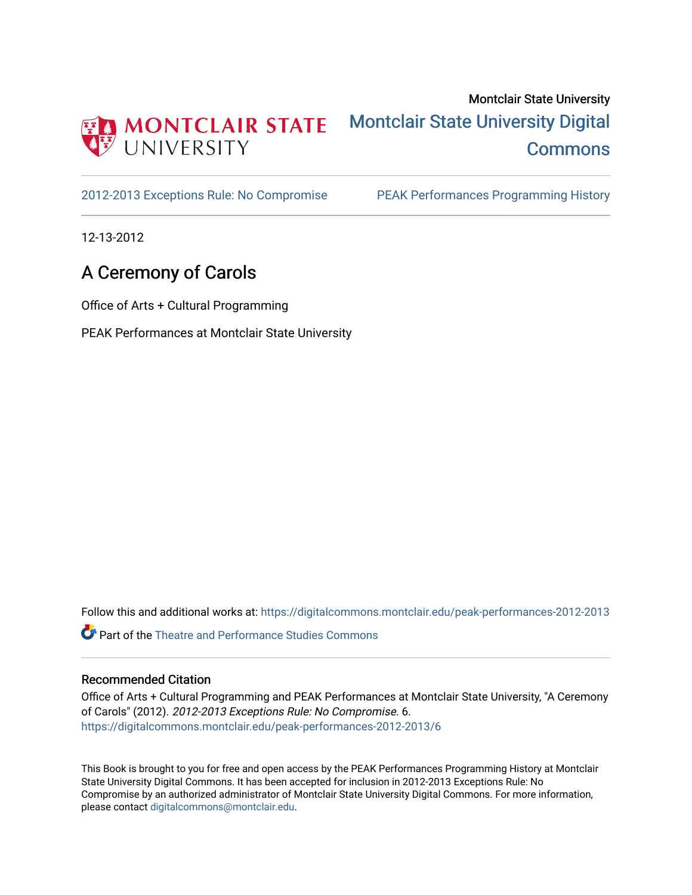Montclair State University

Montclair State University Digital Commons

2012-2013 Exceptions Rule: No Compromise PEAK Performances Programming History

12-13-2012

# A Ceremony of Carols

Office of Arts + Cultural Programming

PEAK Performances at Montclair State University

Follow this and additional works at: https://digitalcommons.montclair.edu/peak-performances-2012-2013

Part of the Theatre and Performance Studies Commons

## Recommended Citation

Office of Arts + Cultural Programming and PEAK Performances at Montclair State University, "A Ceremony of Carols" (2012). *2012-2013 Exceptions Rule: No Compromise*. 6.
https://digitalcommons.montclair.edu/peak-performances-2012-2013/6

This Book is brought to you for free and open access by the PEAK Performances Programming History at Montclair State University Digital Commons. It has been accepted for inclusion in 2012-2013 Exceptions Rule: No Compromise by an authorized administrator of Montclair State University Digital Commons. For more information, please contact digitalcommons@montclair.edu.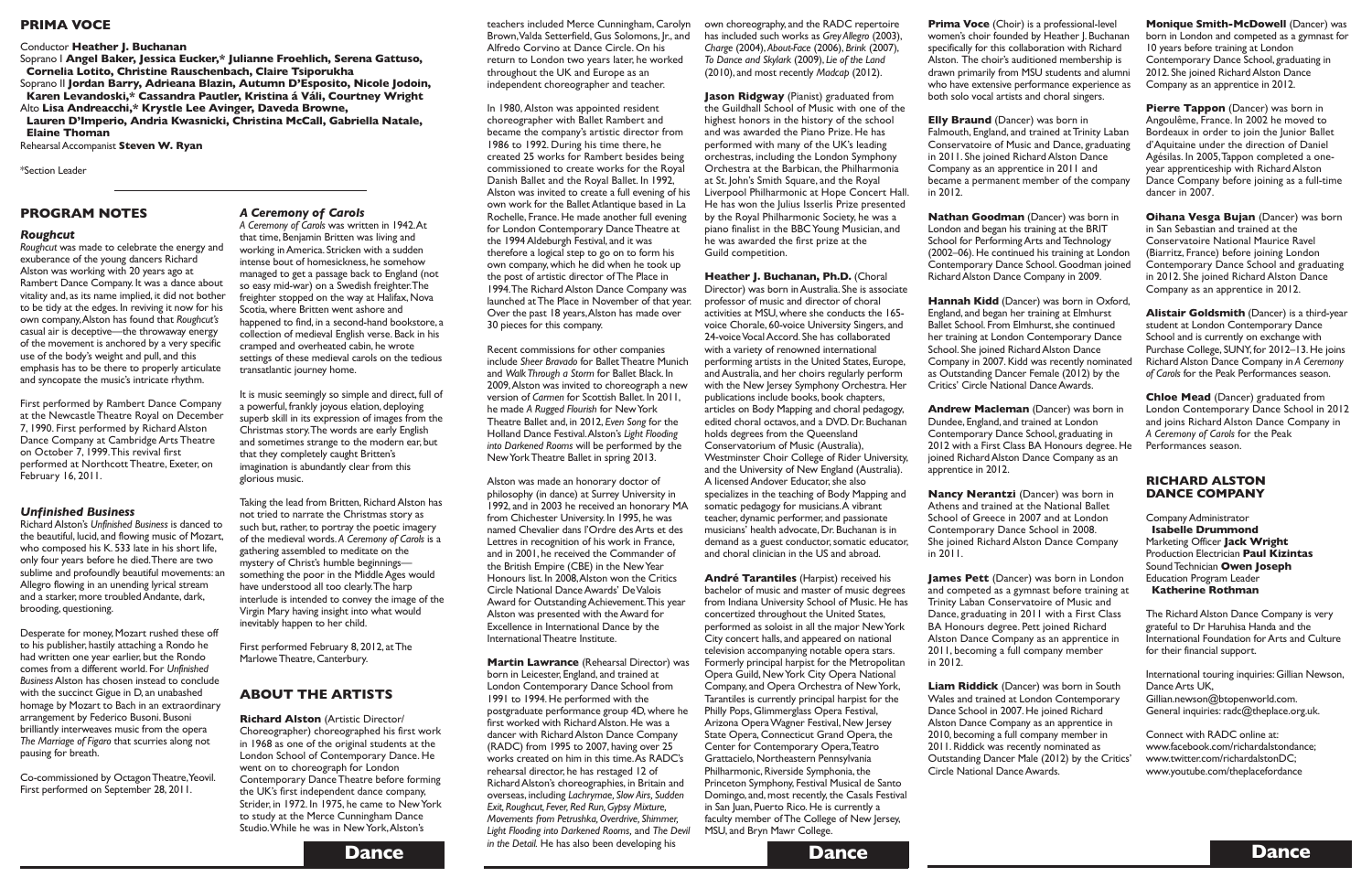## PRIMA VOCE

Conductor **Heather J. Buchanan**
Soprano I **Angel Baker, Jessica Eucker,* Julianne Froehlich, Serena Gattuso, Cornelia Lotito, Christine Rauschenbach, Claire Tsiporukha**
Soprano II **Jordan Barry, Adrieana Blazin, Autumn D'Esposito, Nicole Jodoin, Karen Levandoski,* Cassandra Pautler, Kristina á Váli, Courtney Wright**
Alto **Lisa Andreacchi,* Krystle Lee Avinger, Daveda Browne, Lauren D'Imperio, Andria Kwasnicki, Christina McCall, Gabriella Natale, Elaine Thoman**
Rehearsal Accompanist **Steven W. Ryan**

*Section Leader

## PROGRAM NOTES

### *Roughcut*

*Roughcut* was made to celebrate the energy and exuberance of the young dancers Richard Alston was working with 20 years ago at Rambert Dance Company. It was a dance about vitality and, as its name implied, it did not bother to be tidy at the edges. In reviving it now for his own company, Alston has found that *Roughcut's* casual air is deceptive—the throwaway energy of the movement is anchored by a very specific use of the body's weight and pull, and this emphasis has to be there to properly articulate and syncopate the music's intricate rhythm.

First performed by Rambert Dance Company at the Newcastle Theatre Royal on December 7, 1990. First performed by Richard Alston Dance Company at Cambridge Arts Theatre on October 7, 1999. This revival first performed at Northcott Theatre, Exeter, on February 16, 2011.

### *Unfinished Business*

Richard Alston's *Unfinished Business* is danced to the beautiful, lucid, and flowing music of Mozart, who composed his K. 533 late in his short life, only four years before he died. There are two sublime and profoundly beautiful movements: an Allegro flowing in an unending lyrical stream and a starker, more troubled Andante, dark, brooding, questioning.

Desperate for money, Mozart rushed these off to his publisher, hastily attaching a Rondo he had written one year earlier, but the Rondo comes from a different world. For *Unfinished Business* Alston has chosen instead to conclude with the succinct Gigue in D, an unabashed homage by Mozart to Bach in an extraordinary arrangement by Federico Busoni. Busoni brilliantly interweaves music from the opera *The Marriage of Figaro* that scurries along not pausing for breath.

Co-commissioned by Octagon Theatre, Yeovil. First performed on September 28, 2011.

### *A Ceremony of Carols*

*A Ceremony of Carols* was written in 1942. At that time, Benjamin Britten was living and working in America. Stricken with a sudden intense bout of homesickness, he somehow managed to get a passage back to England (not so easy mid-war) on a Swedish freighter. The freighter stopped on the way at Halifax, Nova Scotia, where Britten went ashore and happened to find, in a second-hand bookstore, a collection of medieval English verse. Back in his cramped and overheated cabin, he wrote settings of these medieval carols on the tedious transatlantic journey home.

It is music seemingly so simple and direct, full of a powerful, frankly joyous elation, deploying superb skill in its expression of images from the Christmas story. The words are early English and sometimes strange to the modern ear, but that they completely caught Britten's imagination is abundantly clear from this glorious music.

Taking the lead from Britten, Richard Alston has not tried to narrate the Christmas story as such but, rather, to portray the poetic imagery of the medieval words. *A Ceremony of Carols* is a gathering assembled to meditate on the mystery of Christ's humble beginnings—something the poor in the Middle Ages would have understood all too clearly. The harp interlude is intended to convey the image of the Virgin Mary having insight into what would inevitably happen to her child.

First performed February 8, 2012, at The Marlowe Theatre, Canterbury.

## ABOUT THE ARTISTS

**Richard Alston** (Artistic Director/ Choreographer) choreographed his first work in 1968 as one of the original students at the London School of Contemporary Dance. He went on to choreograph for London Contemporary Dance Theatre before forming the UK's first independent dance company, Strider, in 1972. In 1975, he came to New York to study at the Merce Cunningham Dance Studio. While he was in New York, Alston's teachers included Merce Cunningham, Carolyn Brown, Valda Setterfield, Gus Solomons, Jr., and Alfredo Corvino at Dance Circle. On his return to London two years later, he worked throughout the UK and Europe as an independent choreographer and teacher.

In 1980, Alston was appointed resident choreographer with Ballet Rambert and became the company's artistic director from 1986 to 1992. During his time there, he created 25 works for Rambert besides being commissioned to create works for the Royal Danish Ballet and the Royal Ballet. In 1992, Alston was invited to create a full evening of his own work for the Ballet Atlantique based in La Rochelle, France. He made another full evening for London Contemporary Dance Theatre at the 1994 Aldeburgh Festival, and it was therefore a logical step to go on to form his own company, which he did when he took up the post of artistic director of The Place in 1994. The Richard Alston Dance Company was launched at The Place in November of that year. Over the past 18 years, Alston has made over 30 pieces for this company.

Recent commissions for other companies include *Sheer Bravado* for Ballet Theatre Munich and *Walk Through a Storm* for Ballet Black. In 2009, Alston was invited to choreograph a new version of *Carmen* for Scottish Ballet. In 2011, he made *A Rugged Flourish* for New York Theatre Ballet and, in 2012, *Even Song* for the Holland Dance Festival. Alston's *Light Flooding into Darkened Rooms* will be performed by the New York Theatre Ballet in spring 2013.

Alston was made an honorary doctor of philosophy (in dance) at Surrey University in 1992, and in 2003 he received an honorary MA from Chichester University. In 1995, he was named Chevalier dans l'Ordre des Arts et des Lettres in recognition of his work in France, and in 2001, he received the Commander of the British Empire (CBE) in the New Year Honours list. In 2008, Alston won the Critics Circle National Dance Awards' De Valois Award for Outstanding Achievement. This year Alston was presented with the Award for Excellence in International Dance by the International Theatre Institute.

**Martin Lawrance** (Rehearsal Director) was born in Leicester, England, and trained at London Contemporary Dance School from 1991 to 1994. He performed with the postgraduate performance group 4D, where he first worked with Richard Alston. He was a dancer with Richard Alston Dance Company (RADC) from 1995 to 2007, having over 25 works created on him in this time. As RADC's rehearsal director, he has restaged 12 of Richard Alston's choreographies, in Britain and overseas, including *Lachrymae*, *Slow Airs*, *Sudden Exit*, *Roughcut*, *Fever*, *Red Run*, *Gypsy Mixture*, *Movements from Petrushka*, *Overdrive*, *Shimmer*, *Light Flooding into Darkened Rooms*, and *The Devil in the Detail*. He has also been developing his own choreography, and the RADC repertoire has included such works as *Grey Allegro* (2003), *Charge* (2004), *About-Face* (2006), *Brink* (2007), *To Dance and Skylark* (2009), *Lie of the Land* (2010), and most recently *Madcap* (2012).

**Jason Ridgway** (Pianist) graduated from the Guildhall School of Music with one of the highest honors in the history of the school and was awarded the Piano Prize. He has performed with many of the UK's leading orchestras, including the London Symphony Orchestra at the Barbican, the Philharmonia at St. John's Smith Square, and the Royal Liverpool Philharmonic at Hope Concert Hall. He has won the Julius Isserlis Prize presented by the Royal Philharmonic Society, he was a piano finalist in the BBC Young Musician, and he was awarded the first prize at the Guild competition.

**Heather J. Buchanan, Ph.D.** (Choral Director) was born in Australia. She is associate professor of music and director of choral activities at MSU, where she conducts the 165-voice Chorale, 60-voice University Singers, and 24-voice Vocal Accord. She has collaborated with a variety of renowned international performing artists in the United States, Europe, and Australia, and her choirs regularly perform with the New Jersey Symphony Orchestra. Her publications include books, book chapters, articles on Body Mapping and choral pedagogy, edited choral octavos, and a DVD. Dr. Buchanan holds degrees from the Queensland Conservatorium of Music (Australia), Westminster Choir College of Rider University, and the University of New England (Australia). A licensed Andover Educator, she also specializes in the teaching of Body Mapping and somatic pedagogy for musicians. A vibrant teacher, dynamic performer, and passionate musicians' health advocate, Dr. Buchanan is in demand as a guest conductor, somatic educator, and choral clinician in the US and abroad.

**André Tarantiles** (Harpist) received his bachelor of music and master of music degrees from Indiana University School of Music. He has concertized throughout the United States, performed as soloist in all the major New York City concert halls, and appeared on national television accompanying notable opera stars. Formerly principal harpist for the Metropolitan Opera Guild, New York City Opera National Company, and Opera Orchestra of New York, Tarantiles is currently principal harpist for the Philly Pops, Glimmerglass Opera Festival, Arizona Opera Wagner Festival, New Jersey State Opera, Connecticut Grand Opera, the Center for Contemporary Opera, Teatro Grattacielo, Northeastern Pennsylvania Philharmonic, Riverside Symphonia, the Princeton Symphony, Festival Musical de Santo Domingo, and, most recently, the Casals Festival in San Juan, Puerto Rico. He is currently a faculty member of The College of New Jersey, MSU, and Bryn Mawr College.

**Prima Voce** (Choir) is a professional-level women's choir founded by Heather J. Buchanan specifically for this collaboration with Richard Alston. The choir's auditioned membership is drawn primarily from MSU students and alumni who have extensive performance experience as both solo vocal artists and choral singers.

**Elly Braund** (Dancer) was born in Falmouth, England, and trained at Trinity Laban Conservatoire of Music and Dance, graduating in 2011. She joined Richard Alston Dance Company as an apprentice in 2011 and became a permanent member of the company in 2012.

**Nathan Goodman** (Dancer) was born in London and began his training at the BRIT School for Performing Arts and Technology (2002–06). He continued his training at London Contemporary Dance School. Goodman joined Richard Alston Dance Company in 2009.

**Hannah Kidd** (Dancer) was born in Oxford, England, and began her training at Elmhurst Ballet School. From Elmhurst, she continued her training at London Contemporary Dance School. She joined Richard Alston Dance Company in 2007. Kidd was recently nominated as Outstanding Dancer Female (2012) by the Critics' Circle National Dance Awards.

**Andrew Macleman** (Dancer) was born in Dundee, England, and trained at London Contemporary Dance School, graduating in 2012 with a First Class BA Honours degree. He joined Richard Alston Dance Company as an apprentice in 2012.

**Nancy Nerantzi** (Dancer) was born in Athens and trained at the National Ballet School of Greece in 2007 and at London Contemporary Dance School in 2008. She joined Richard Alston Dance Company in 2011.

**James Pett** (Dancer) was born in London and competed as a gymnast before training at Trinity Laban Conservatoire of Music and Dance, graduating in 2011 with a First Class BA Honours degree. Pett joined Richard Alston Dance Company as an apprentice in 2011, becoming a full company member in 2012.

**Liam Riddick** (Dancer) was born in South Wales and trained at London Contemporary Dance School in 2007. He joined Richard Alston Dance Company as an apprentice in 2010, becoming a full company member in 2011. Riddick was recently nominated as Outstanding Dancer Male (2012) by the Critics' Circle National Dance Awards.

**Monique Smith-McDowell** (Dancer) was born in London and competed as a gymnast for 10 years before training at London Contemporary Dance School, graduating in 2012. She joined Richard Alston Dance Company as an apprentice in 2012.

**Pierre Tappon** (Dancer) was born in Angoulême, France. In 2002 he moved to Bordeaux in order to join the Junior Ballet d'Aquitaine under the direction of Daniel Agésilas. In 2005, Tappon completed a one-year apprenticeship with Richard Alston Dance Company before joining as a full-time dancer in 2007.

**Oihana Vesga Bujan** (Dancer) was born in San Sebastian and trained at the Conservatoire National Maurice Ravel (Biarritz, France) before joining London Contemporary Dance School and graduating in 2012. She joined Richard Alston Dance Company as an apprentice in 2012.

**Alistair Goldsmith** (Dancer) is a third-year student at London Contemporary Dance School and is currently on exchange with Purchase College, SUNY, for 2012–13. He joins Richard Alston Dance Company in *A Ceremony of Carols* for the Peak Performances season.

**Chloe Mead** (Dancer) graduated from London Contemporary Dance School in 2012 and joins Richard Alston Dance Company in *A Ceremony of Carols* for the Peak Performances season.

## RICHARD ALSTON DANCE COMPANY

Company Administrator **Isabelle Drummond**
Marketing Officer **Jack Wright**
Production Electrician **Paul Kizintas**
Sound Technician **Owen Joseph**
Education Program Leader **Katherine Rothman**

The Richard Alston Dance Company is very grateful to Dr Haruhisa Handa and the International Foundation for Arts and Culture for their financial support.

International touring inquiries: Gillian Newson, Dance Arts UK, Gillian.newson@btopenworld.com.
General inquiries: radc@theplace.org.uk.

Connect with RADC online at:
www.facebook.com/richardalstondance;
www.twitter.com/richardalstonDC;
www.youtube.com/theplacefordance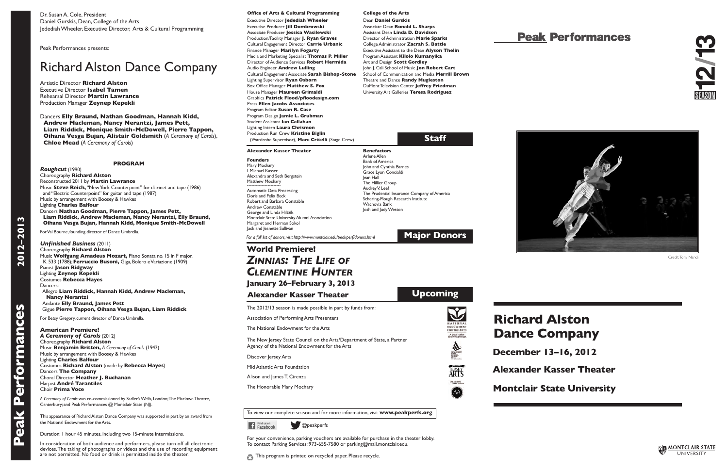Dr. Susan A. Cole, President
Daniel Gurskis, Dean, College of the Arts
Jedediah Wheeler, Executive Director, Arts & Cultural Programming

Peak Performances presents:

# Richard Alston Dance Company

Artistic Director **Richard Alston**
Executive Director **Isabel Tamen**
Rehearsal Director **Martin Lawrance**
Production Manager **Zeynep Kepekli**

Dancers **Elly Braund, Nathan Goodman, Hannah Kidd, Andrew Macleman, Nancy Nerantzi, James Pett, Liam Riddick, Monique Smith-McDowell, Pierre Tappon, Oihana Vesga Bujan, Alistair Goldsmith** (*A Ceremony of Carols*), **Chloe Mead** (*A Ceremony of Carols*)

## PROGRAM

***Roughcut*** (1990)
Choreography **Richard Alston**
Reconstructed 2011 by **Martin Lawrance**
Music **Steve Reich,** "New York Counterpoint" for clarinet and tape (1986) and "Electric Counterpoint" for guitar and tape (1987)
Music by arrangement with Boosey & Hawkes
Lighting **Charles Balfour**
Dancers **Nathan Goodman, Pierre Tappon, James Pett, Liam Riddick, Andrew Macleman, Nancy Nerantzi, Elly Braund, Oihana Vesga Bujan, Hannah Kidd, Monique Smith-McDowell**

For Val Bourne, founding director of Dance Umbrella.

***Unfinished Business*** (2011)
Choreography **Richard Alston**
Music **Wolfgang Amadeus Mozart,** Piano Sonata no. 15 in F major, K. 533 (1788); **Ferruccio Busoni,** Giga, Bolero e Variazione (1909)
Pianist **Jason Ridgway**
Lighting **Zeynep Kepekli**
Costumes **Rebecca Hayes**
Dancers:
Allegro **Liam Riddick, Hannah Kidd, Andrew Macleman, Nancy Nerantzi**
Andante **Elly Braund, James Pett**
Gigue **Pierre Tappon, Oihana Vesga Bujan, Liam Riddick**

For Betsy Gregory, current director of Dance Umbrella.

**American Premiere!**
***A Ceremony of Carols*** (2012)
Choreography **Richard Alston**
Music **Benjamin Britten,** *A Ceremony of Carols* (1942)
Music by arrangement with Boosey & Hawkes
Lighting **Charles Balfour**
Costumes **Richard Alston** (made by **Rebecca Hayes**)
Dancers **The Company**
Choral Director **Heather J. Buchanan**
Harpist **André Tarantiles**
Choir **Prima Voce**

*A Ceremony of Carols* was co-commissioned by Sadler's Wells, London; The Marlowe Theatre, Canterbury; and Peak Performances @ Montclair State (NJ).

This appearance of Richard Alston Dance Company was supported in part by an award from the National Endowment for the Arts.

Duration: 1 hour 45 minutes, including two 15-minute intermissions.

In consideration of both audience and performers, please turn off all electronic devices. The taking of photographs or videos and the use of recording equipment are not permitted. No food or drink is permitted inside the theater.

## Staff

**Office of Arts & Cultural Programming**
Executive Director **Jedediah Wheeler**
Executive Producer **Jill Dombrowski**
Associate Producer **Jessica Wasilewski**
Production/Facility Manager **J. Ryan Graves**
Cultural Engagement Director **Carrie Urbanic**
Finance Manager **Marilyn Fogarty**
Media and Marketing Specialist **Thomas P. Miller**
Director of Audience Services **Robert Hermida**
Audio Engineer **Andrew Lulling**
Cultural Engagement Associate **Sarah Bishop-Stone**
Lighting Supervisor **Ryan Osborn**
Box Office Manager **Matthew S. Fox**
House Manager **Maureen Grimaldi**
Graphics **Patrick Flood/pfloodesign.com**
Press **Ellen Jacobs Associates**
Program Editor **Susan R. Case**
Program Design **Jamie L. Grubman**
Student Assistant **Ian Callahan**
Lighting Intern **Laura Chrismon**
Production Run Crew **Kristine Biglin** (Wardrobe Supervisor), **Marc Critelli** (Stage Crew)

**College of the Arts**
Dean **Daniel Gurskis**
Associate Dean **Ronald L. Sharps**
Assistant Dean **Linda D. Davidson**
Director of Administration **Marie Sparks**
College Administrator **Zacrah S. Battle**
Executive Assistant to the Dean **Alyson Thelin**
Program Assistant **Kilolo Kumanyika**
Art and Design **Scott Gordley**
John J. Cali School of Music **Jon Robert Cart**
School of Communication and Media **Merrill Brown**
Theatre and Dance **Randy Mugleston**
DuMont Television Center **Jeffrey Friedman**
University Art Galleries **Teresa Rodriguez**

## Major Donors

**Alexander Kasser Theater**

**Founders**
Mary Mochary
I. Michael Kasser
Alexandra and Seth Bergstein
Matthew Mochary

Automatic Data Processing
Doris and Felix Beck
Robert and Barbara Constable
Andrew Constable
George and Linda Hiltzik
Montclair State University Alumni Association
Margaret and Herman Sokol
Jack and Jeanette Sullivan

**Benefactors**
Arlene Allen
Bank of America
John and Cynthia Barnes
Grace Lyon Concialdi
Jean Hall
The Hillier Group
Audrey V. Leef
The Prudential Insurance Company of America
Schering-Plough Research Institute
Wachovia Bank
Josh and Judy Weston

*For a full list of donors, visit http://www.montclair.edu/peakperf/donors.html*

## Upcoming

**World Premiere!**
***ZINNIAS: THE LIFE OF CLEMENTINE HUNTER***
**January 26–February 3, 2013**
**Alexander Kasser Theater**

The 2012/13 season is made possible in part by funds from:

Association of Performing Arts Presenters

The National Endowment for the Arts

The New Jersey State Council on the Arts/Department of State, a Partner Agency of the National Endowment for the Arts

Discover Jersey Arts

Mid Atlantic Arts Foundation

Alison and James T. Cirenza

The Honorable Mary Mochary

To view our complete season and for more information, visit **www.peakperfs.org**.

Find us on Facebook @peakperfs

For your convenience, parking vouchers are available for purchase in the theater lobby. To contact Parking Services: 973-655-7580 or parking@mail.montclair.edu.

This program is printed on recycled paper. Please recycle.

# Peak Performances

12/13 SEASON

Credit: Tony Nandi

# Richard Alston Dance Company

## December 13–16, 2012

## Alexander Kasser Theater

## Montclair State University

MONTCLAIR STATE UNIVERSITY